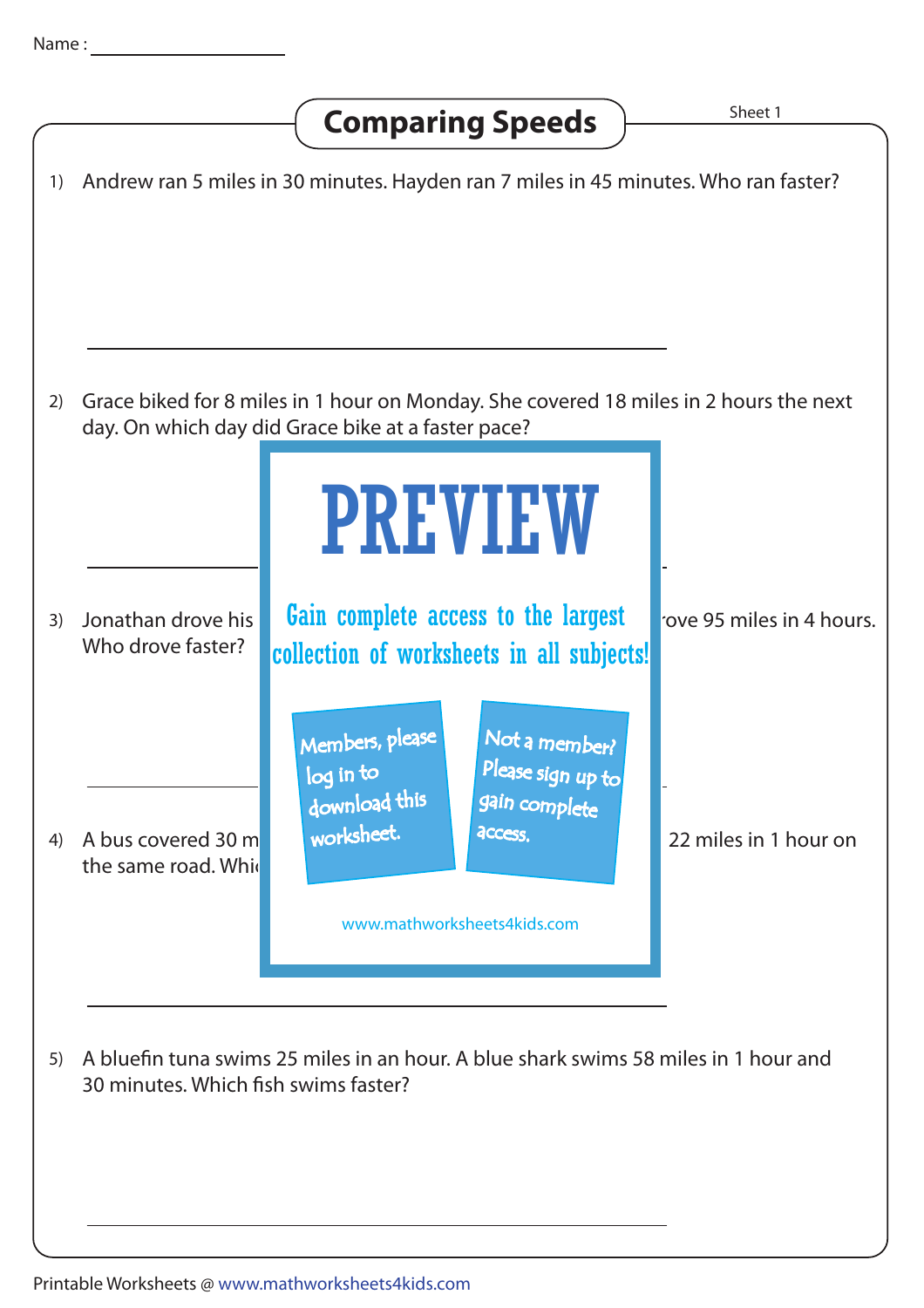Name : ____________________

# Comparing Speeds

Sheet 1

1) Andrew ran 5 miles in 30 minutes. Hayden ran 7 miles in 45 minutes. Who ran faster?

______________________________________________

2) Grace biked for 8 miles in 1 hour on Monday. She covered 18 miles in 2 hours the next day. On which day did Grace bike at a faster pace?

PREVIEW

Gain complete access to the largest collection of worksheets in all subjects!

Members, please log in to download this worksheet.

Not a member? Please sign up to gain complete access.

www.mathworksheets4kids.com

______________________________________________

3) Jonathan drove his ... rove 95 miles in 4 hours. Who drove faster?

______________________________________________

4) A bus covered 30 m ... 22 miles in 1 hour on the same road. Whi

______________________________________________

5) A bluefin tuna swims 25 miles in an hour. A blue shark swims 58 miles in 1 hour and 30 minutes. Which fish swims faster?

______________________________________________

Printable Worksheets @ www.mathworksheets4kids.com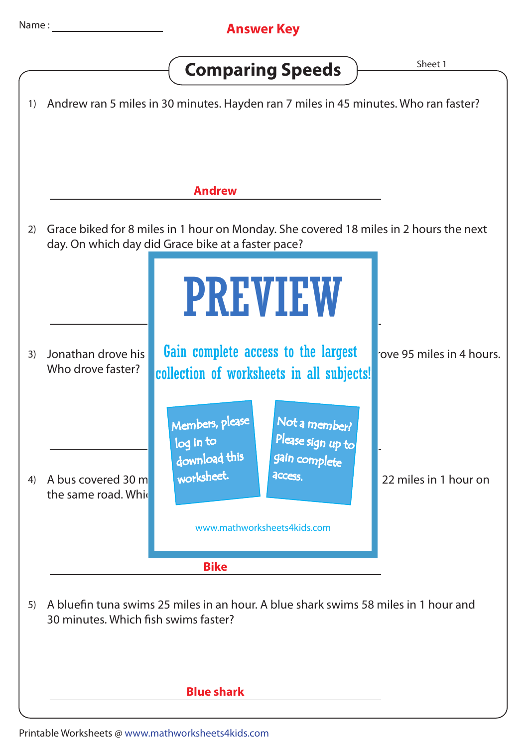Name : ________________

**Answer Key**

# Comparing Speeds

Sheet 1

1) Andrew ran 5 miles in 30 minutes. Hayden ran 7 miles in 45 minutes. Who ran faster?

**Andrew**

2) Grace biked for 8 miles in 1 hour on Monday. She covered 18 miles in 2 hours the next day. On which day did Grace bike at a faster pace?

PREVIEW

Gain complete access to the largest collection of worksheets in all subjects!

Members, please log in to download this worksheet.

Not a member? Please sign up to gain complete access.

www.mathworksheets4kids.com

3) Jonathan drove his ... rove 95 miles in 4 hours. Who drove faster?

4) A bus covered 30 m... 22 miles in 1 hour on the same road. Whi...

**Bike**

5) A bluefin tuna swims 25 miles in an hour. A blue shark swims 58 miles in 1 hour and 30 minutes. Which fish swims faster?

**Blue shark**